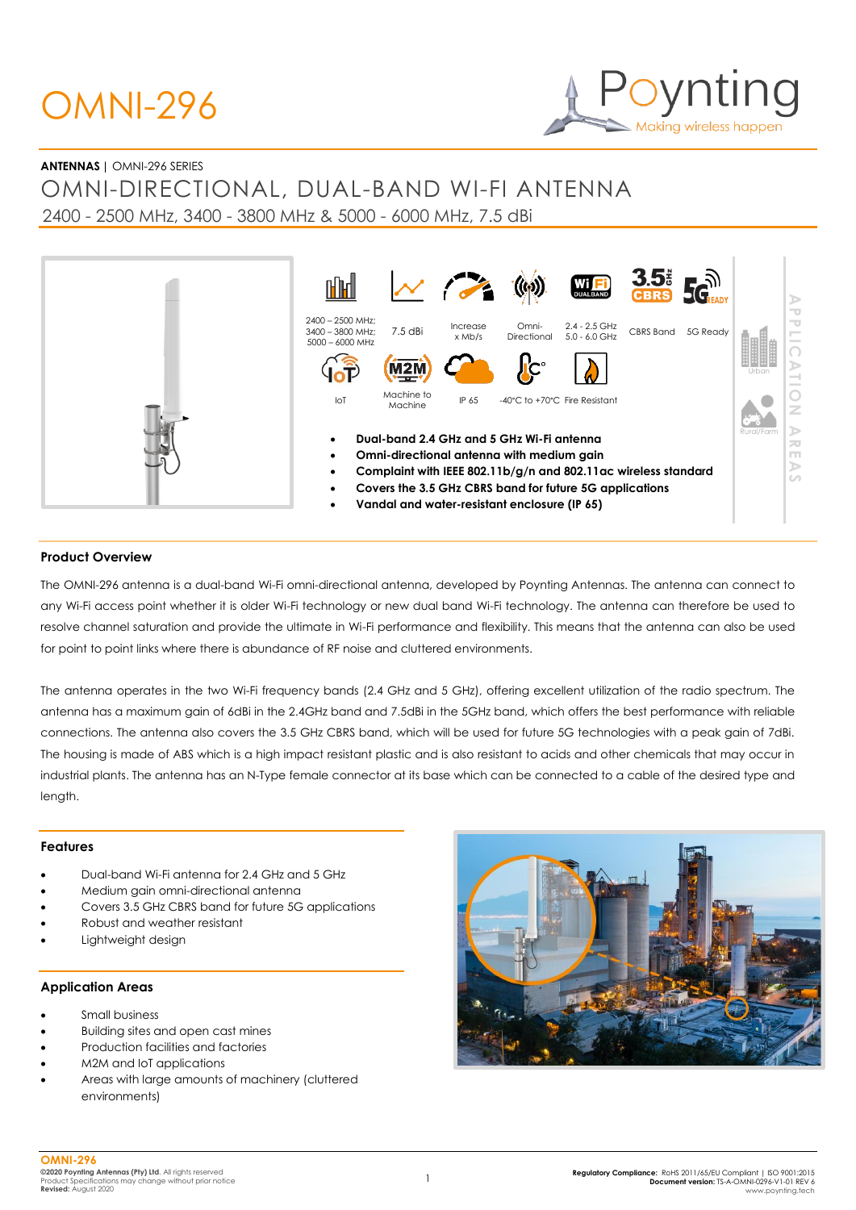# OMNI-296

**ANTENNAS** | OMNI-296 SERIES

## OMNI-DIRECTIONAL, DUAL-BAND WI-FI ANTENNA

2400 - 2500 MHz, 3400 - 3800 MHz & 5000 - 6000 MHz, 7.5 dBi

2400 – 2500 MHz; 3400 – 3800 MHz; 5000 – 6000 MHz | 7.5 dBi | Increase x Mb/s | Omni-Directional | 2.4 - 2.5 GHz 5.0 - 6.0 GHz | CBRS Band | 5G Ready

IoT | Machine to Machine | IP 65 | -40°C to +70°C | Fire Resistant

APPLICATION AREAS: Urban, Rural/Farm

- **Dual-band 2.4 GHz and 5 GHz Wi-Fi antenna**
- **Omni-directional antenna with medium gain**
- **Complaint with IEEE 802.11b/g/n and 802.11ac wireless standard**
- **Covers the 3.5 GHz CBRS band for future 5G applications**
- **Vandal and water-resistant enclosure (IP 65)**

### Product Overview

The OMNI-296 antenna is a dual-band Wi-Fi omni-directional antenna, developed by Poynting Antennas. The antenna can connect to any Wi-Fi access point whether it is older Wi-Fi technology or new dual band Wi-Fi technology. The antenna can therefore be used to resolve channel saturation and provide the ultimate in Wi-Fi performance and flexibility. This means that the antenna can also be used for point to point links where there is abundance of RF noise and cluttered environments.

The antenna operates in the two Wi-Fi frequency bands (2.4 GHz and 5 GHz), offering excellent utilization of the radio spectrum. The antenna has a maximum gain of 6dBi in the 2.4GHz band and 7.5dBi in the 5GHz band, which offers the best performance with reliable connections. The antenna also covers the 3.5 GHz CBRS band, which will be used for future 5G technologies with a peak gain of 7dBi. The housing is made of ABS which is a high impact resistant plastic and is also resistant to acids and other chemicals that may occur in industrial plants. The antenna has an N-Type female connector at its base which can be connected to a cable of the desired type and length.

### Features

- Dual-band Wi-Fi antenna for 2.4 GHz and 5 GHz
- Medium gain omni-directional antenna
- Covers 3.5 GHz CBRS band for future 5G applications
- Robust and weather resistant
- Lightweight design

### Application Areas

- Small business
- Building sites and open cast mines
- Production facilities and factories
- M2M and IoT applications
- Areas with large amounts of machinery (cluttered environments)

**OMNI-296**
**©2020 Poynting Antennas (Pty) Ltd.** All rights reserved
Product Specifications may change without prior notice
**Revised:** August 2020

**Regulatory Compliance:** RoHS 2011/65/EU Compliant | ISO 9001:2015
**Document version:** TS-A-OMNI-0296-V1-01 REV 6
www.poynting.tech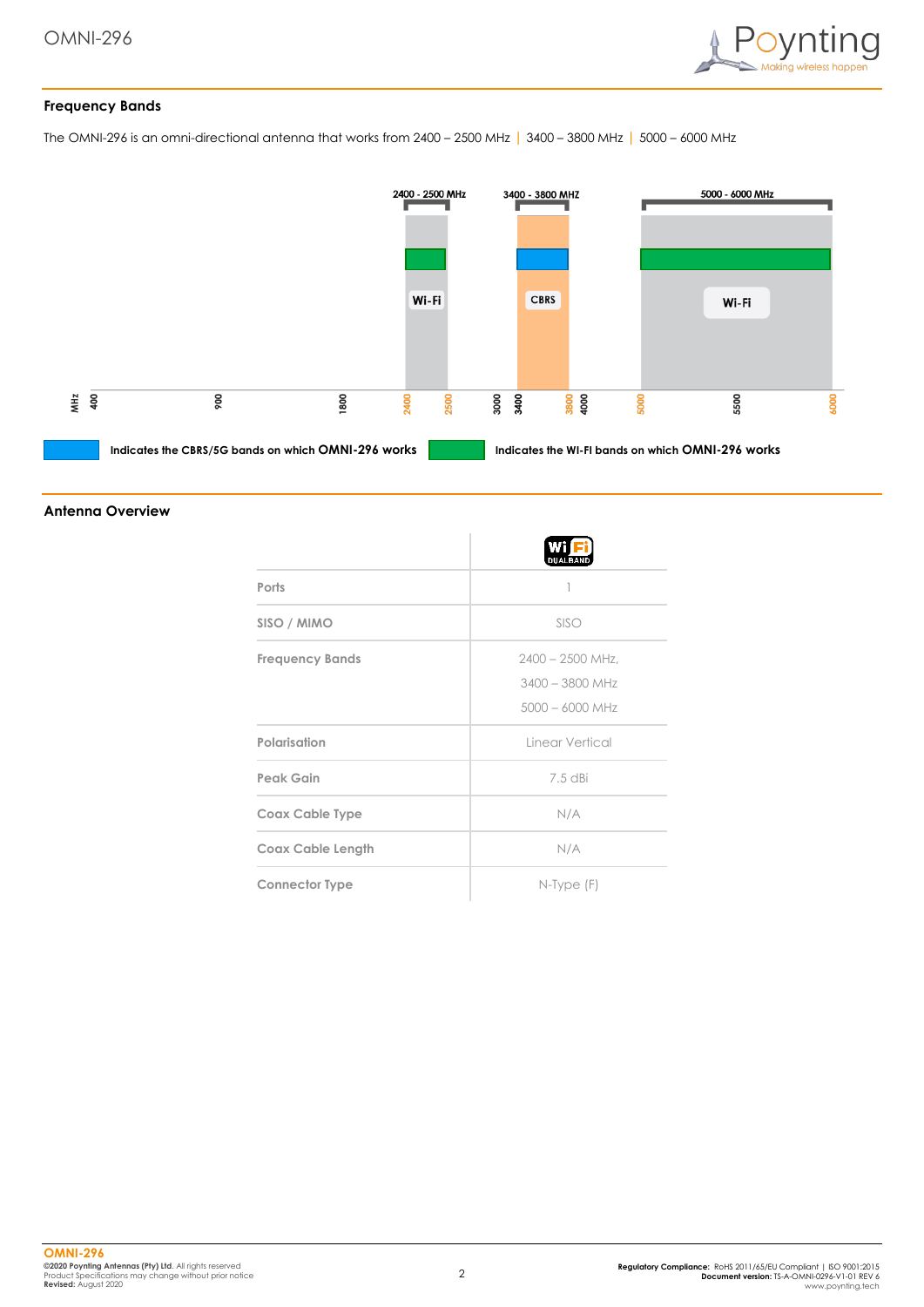## Frequency Bands

The OMNI-296 is an omni-directional antenna that works from 2400 – 2500 MHz | 3400 – 3800 MHz | 5000 – 6000 MHz

2400 - 2500 MHz | 3400 - 3800 MHZ | 5000 - 6000 MHz

Wi-Fi | CBRS | Wi-Fi

MHz 400 900 1800 2400 2500 3000 3400 3800 4000 5000 5500 6000

Indicates the CBRS/5G bands on which **OMNI-296** works

Indicates the WI-FI bands on which **OMNI-296** works

## Antenna Overview

| | Wi Fi DUAL BAND |
|---|---|
| Ports | 1 |
| SISO / MIMO | SISO |
| Frequency Bands | 2400 – 2500 MHz, 3400 – 3800 MHz 5000 – 6000 MHz |
| Polarisation | Linear Vertical |
| Peak Gain | 7.5 dBi |
| Coax Cable Type | N/A |
| Coax Cable Length | N/A |
| Connector Type | N-Type (F) |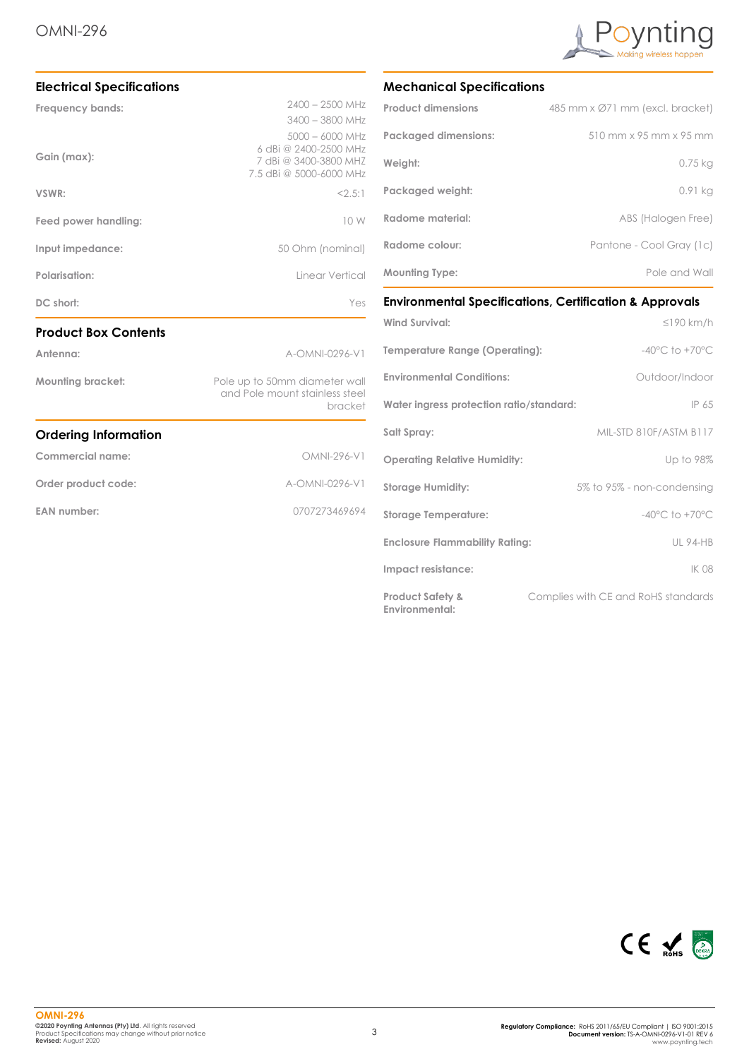## Electrical Specifications

| | |
|---|---|
| Frequency bands: | 2400 – 2500 MHz<br>3400 – 3800 MHz<br>5000 – 6000 MHz |
| Gain (max): | 6 dBi @ 2400-2500 MHz<br>7 dBi @ 3400-3800 MHZ<br>7.5 dBi @ 5000-6000 MHz |
| VSWR: | <2.5:1 |
| Feed power handling: | 10 W |
| Input impedance: | 50 Ohm (nominal) |
| Polarisation: | Linear Vertical |
| DC short: | Yes |

## Product Box Contents

| | |
|---|---|
| Antenna: | A-OMNI-0296-V1 |
| Mounting bracket: | Pole up to 50mm diameter wall and Pole mount stainless steel bracket |

## Ordering Information

| | |
|---|---|
| Commercial name: | OMNI-296-V1 |
| Order product code: | A-OMNI-0296-V1 |
| EAN number: | 0707273469694 |

## Mechanical Specifications

| | |
|---|---|
| Product dimensions | 485 mm x Ø71 mm (excl. bracket) |
| Packaged dimensions: | 510 mm x 95 mm x 95 mm |
| Weight: | 0.75 kg |
| Packaged weight: | 0.91 kg |
| Radome material: | ABS (Halogen Free) |
| Radome colour: | Pantone - Cool Gray (1c) |
| Mounting Type: | Pole and Wall |

## Environmental Specifications, Certification & Approvals

| | |
|---|---|
| Wind Survival: | ≤190 km/h |
| Temperature Range (Operating): | -40°C to +70°C |
| Environmental Conditions: | Outdoor/Indoor |
| Water ingress protection ratio/standard: | IP 65 |
| Salt Spray: | MIL-STD 810F/ASTM B117 |
| Operating Relative Humidity: | Up to 98% |
| Storage Humidity: | 5% to 95% - non-condensing |
| Storage Temperature: | -40°C to +70°C |
| Enclosure Flammability Rating: | UL 94-HB |
| Impact resistance: | IK 08 |
| Product Safety & Environmental: | Complies with CE and RoHS standards |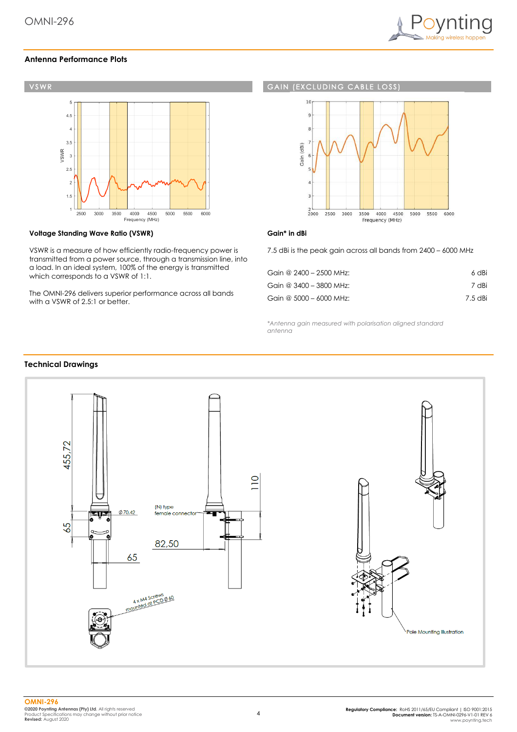## Antenna Performance Plots

### VSWR

### Voltage Standing Wave Ratio (VSWR)

VSWR is a measure of how efficiently radio-frequency power is transmitted from a power source, through a transmission line, into a load. In an ideal system, 100% of the energy is transmitted which corresponds to a VSWR of 1:1.

The OMNI-296 delivers superior performance across all bands with a VSWR of 2.5:1 or better.

### GAIN (EXCLUDING CABLE LOSS)

### Gain* in dBi

7.5 dBi is the peak gain across all bands from 2400 – 6000 MHz

| | |
|---|---|
| Gain @ 2400 – 2500 MHz: | 6 dBi |
| Gain @ 3400 – 3800 MHz: | 7 dBi |
| Gain @ 5000 – 6000 MHz: | 7.5 dBi |

*\*Antenna gain measured with polarisation aligned standard antenna*

## Technical Drawings

**OMNI-296**
**©2020 Poynting Antennas (Pty) Ltd.** All rights reserved
Product Specifications may change without prior notice
**Revised:** August 2020

**Regulatory Compliance:** RoHS 2011/65/EU Compliant | ISO 9001:2015
**Document version:** TS-A-OMNI-0296-V1-01 REV 6
www.poynting.tech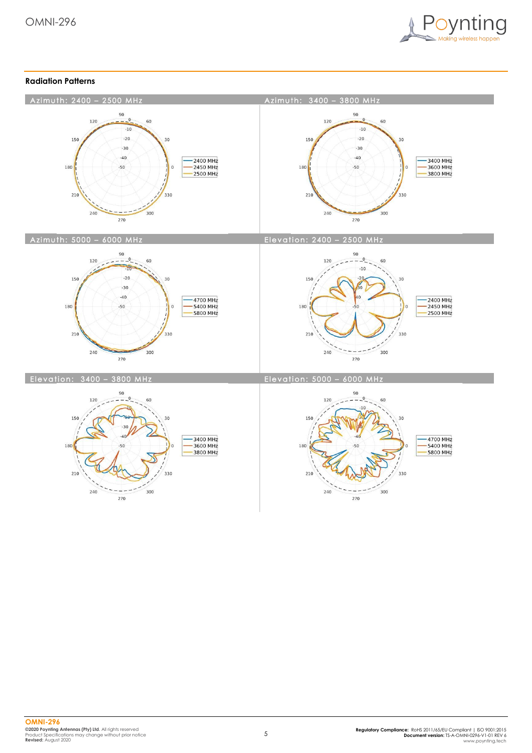## Radiation Patterns

**Azimuth: 2400 – 2500 MHz**

- 2400 MHz
- 2450 MHz
- 2500 MHz

**Azimuth: 3400 – 3800 MHz**

- 3400 MHz
- 3600 MHz
- 3800 MHz

**Azimuth: 5000 – 6000 MHz**

- 4700 MHz
- 5400 MHz
- 5800 MHz

**Elevation: 2400 – 2500 MHz**

- 2400 MHz
- 2450 MHz
- 2500 MHz

**Elevation: 3400 – 3800 MHz**

- 3400 MHz
- 3600 MHz
- 3800 MHz

**Elevation: 5000 – 6000 MHz**

- 4700 MHz
- 5400 MHz
- 5800 MHz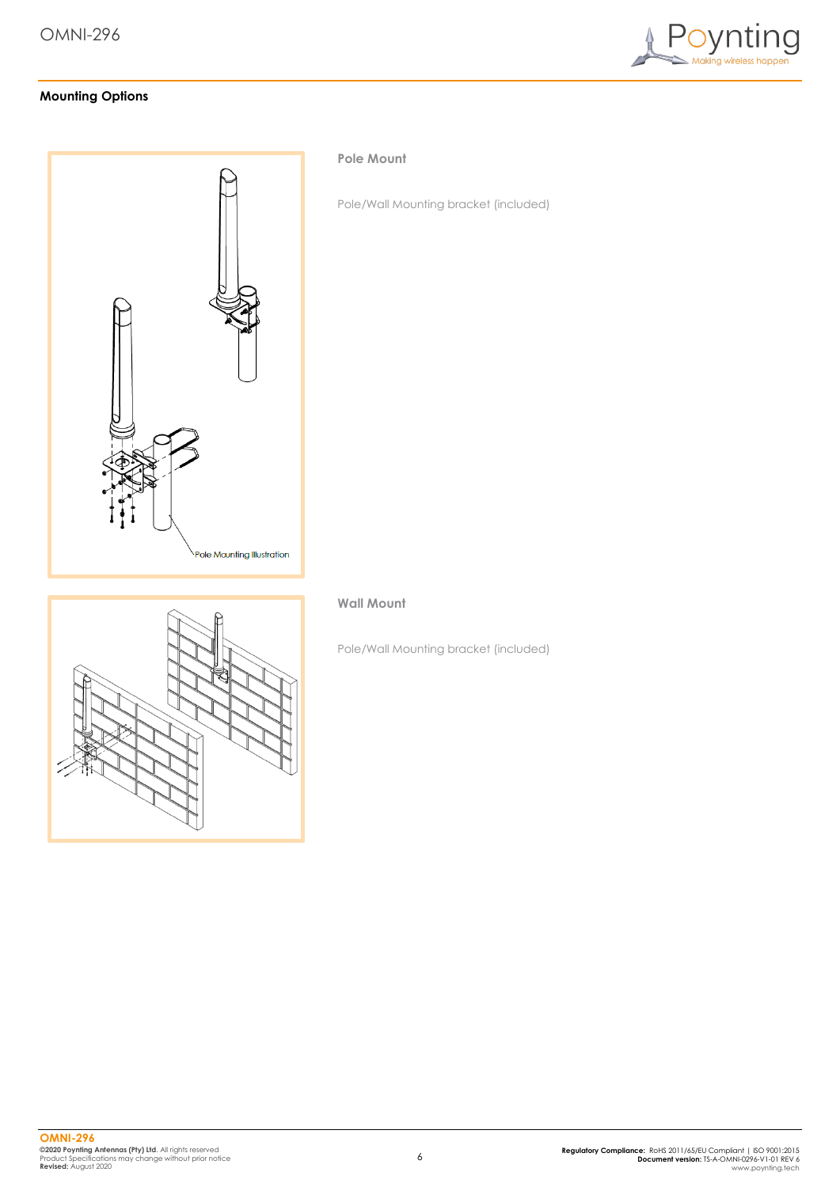## Mounting Options

### Pole Mount

Pole/Wall Mounting bracket (included)

Pole Mounting Illustration

### Wall Mount

Pole/Wall Mounting bracket (included)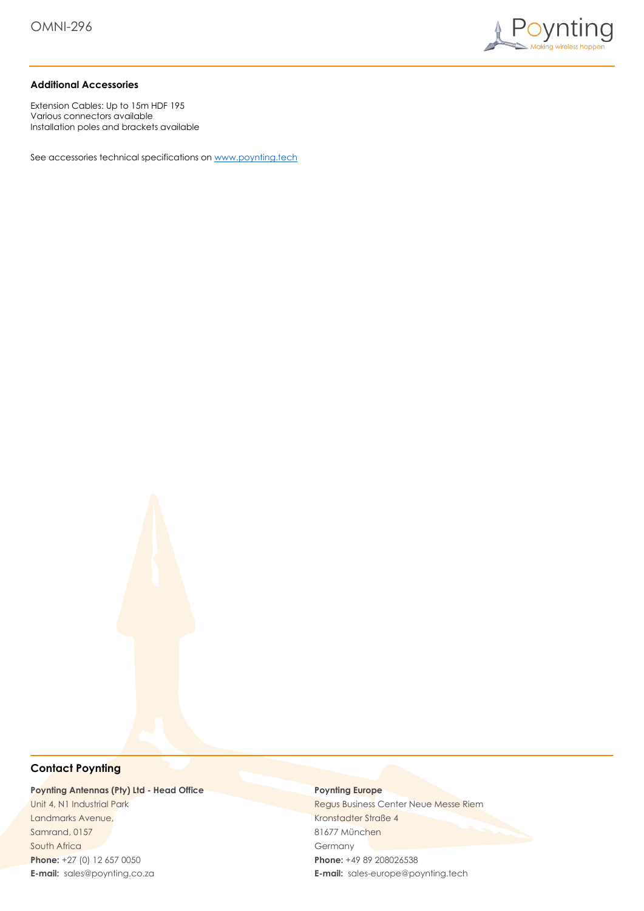### Additional Accessories

Extension Cables: Up to 15m HDF 195
Various connectors available
Installation poles and brackets available

See accessories technical specifications on [www.poynting.tech](www.poynting.tech)

## Contact Poynting

**Poynting Antennas (Pty) Ltd - Head Office**
Unit 4, N1 Industrial Park
Landmarks Avenue,
Samrand, 0157
South Africa
**Phone:** +27 (0) 12 657 0050
**E-mail:** sales@poynting.co.za

**Poynting Europe**
Regus Business Center Neue Messe Riem
Kronstadter Straße 4
81677 München
Germany
**Phone:** +49 89 208026538
**E-mail:** sales-europe@poynting.tech